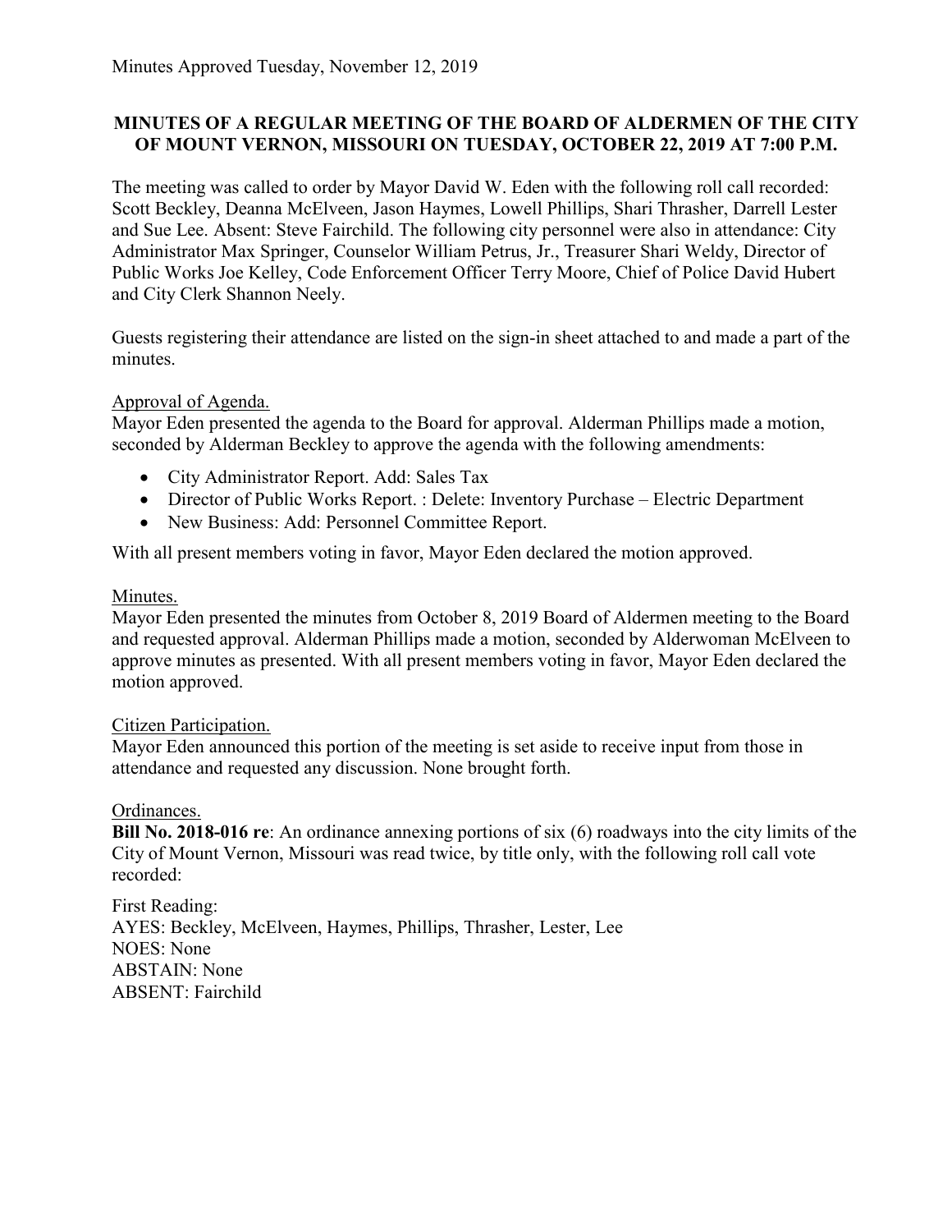Minutes Approved Tuesday, November 12, 2019

**MINUTES OF A REGULAR MEETING OF THE BOARD OF ALDERMEN OF THE CITY OF MOUNT VERNON, MISSOURI ON TUESDAY, OCTOBER 22, 2019 AT 7:00 P.M.**

The meeting was called to order by Mayor David W. Eden with the following roll call recorded: Scott Beckley, Deanna McElveen, Jason Haymes, Lowell Phillips, Shari Thrasher, Darrell Lester and Sue Lee. Absent: Steve Fairchild. The following city personnel were also in attendance: City Administrator Max Springer, Counselor William Petrus, Jr., Treasurer Shari Weldy, Director of Public Works Joe Kelley, Code Enforcement Officer Terry Moore, Chief of Police David Hubert and City Clerk Shannon Neely.

Guests registering their attendance are listed on the sign-in sheet attached to and made a part of the minutes.

Approval of Agenda.

Mayor Eden presented the agenda to the Board for approval. Alderman Phillips made a motion, seconded by Alderman Beckley to approve the agenda with the following amendments:

- City Administrator Report. Add: Sales Tax
- Director of Public Works Report. : Delete: Inventory Purchase – Electric Department
- New Business: Add: Personnel Committee Report.

With all present members voting in favor, Mayor Eden declared the motion approved.

Minutes.

Mayor Eden presented the minutes from October 8, 2019 Board of Aldermen meeting to the Board and requested approval. Alderman Phillips made a motion, seconded by Alderwoman McElveen to approve minutes as presented. With all present members voting in favor, Mayor Eden declared the motion approved.

Citizen Participation.

Mayor Eden announced this portion of the meeting is set aside to receive input from those in attendance and requested any discussion. None brought forth.

Ordinances.

**Bill No. 2018-016 re**: An ordinance annexing portions of six (6) roadways into the city limits of the City of Mount Vernon, Missouri was read twice, by title only, with the following roll call vote recorded:

First Reading:
AYES: Beckley, McElveen, Haymes, Phillips, Thrasher, Lester, Lee
NOES: None
ABSTAIN: None
ABSENT: Fairchild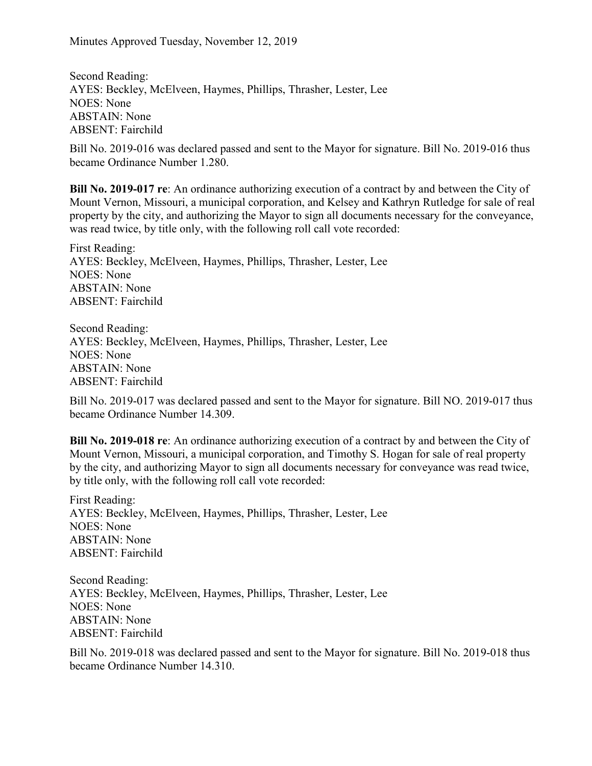Minutes Approved Tuesday, November 12, 2019

Second Reading:
AYES: Beckley, McElveen, Haymes, Phillips, Thrasher, Lester, Lee
NOES: None
ABSTAIN: None
ABSENT: Fairchild

Bill No. 2019-016 was declared passed and sent to the Mayor for signature. Bill No. 2019-016 thus became Ordinance Number 1.280.

**Bill No. 2019-017 re**: An ordinance authorizing execution of a contract by and between the City of Mount Vernon, Missouri, a municipal corporation, and Kelsey and Kathryn Rutledge for sale of real property by the city, and authorizing the Mayor to sign all documents necessary for the conveyance, was read twice, by title only, with the following roll call vote recorded:

First Reading:
AYES: Beckley, McElveen, Haymes, Phillips, Thrasher, Lester, Lee
NOES: None
ABSTAIN: None
ABSENT: Fairchild

Second Reading:
AYES: Beckley, McElveen, Haymes, Phillips, Thrasher, Lester, Lee
NOES: None
ABSTAIN: None
ABSENT: Fairchild

Bill No. 2019-017 was declared passed and sent to the Mayor for signature. Bill NO. 2019-017 thus became Ordinance Number 14.309.

**Bill No. 2019-018 re**: An ordinance authorizing execution of a contract by and between the City of Mount Vernon, Missouri, a municipal corporation, and Timothy S. Hogan for sale of real property by the city, and authorizing Mayor to sign all documents necessary for conveyance was read twice, by title only, with the following roll call vote recorded:

First Reading:
AYES: Beckley, McElveen, Haymes, Phillips, Thrasher, Lester, Lee
NOES: None
ABSTAIN: None
ABSENT: Fairchild

Second Reading:
AYES: Beckley, McElveen, Haymes, Phillips, Thrasher, Lester, Lee
NOES: None
ABSTAIN: None
ABSENT: Fairchild

Bill No. 2019-018 was declared passed and sent to the Mayor for signature. Bill No. 2019-018 thus became Ordinance Number 14.310.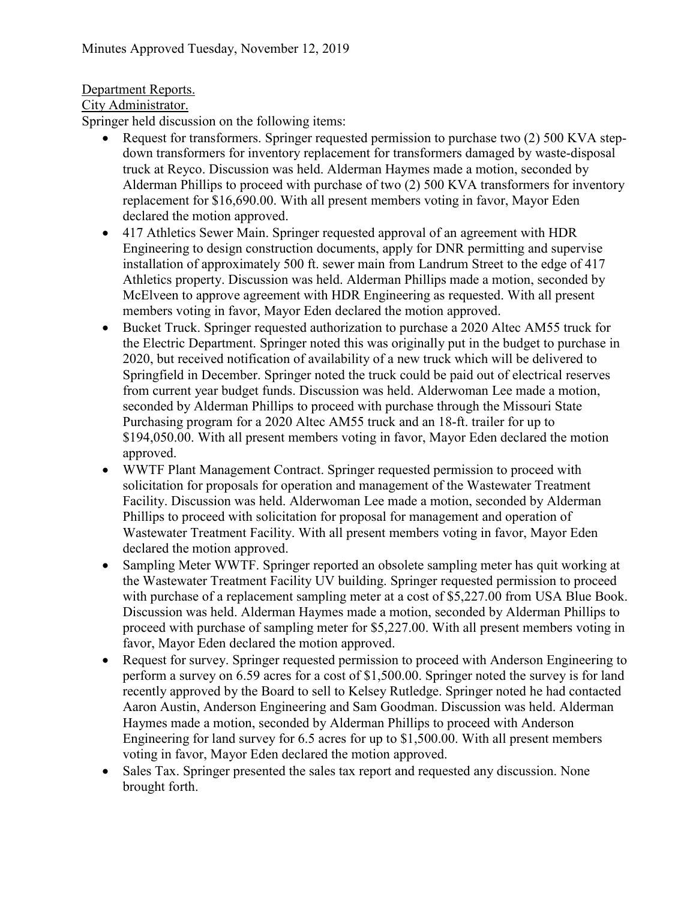Minutes Approved Tuesday, November 12, 2019

Department Reports.

City Administrator.

Springer held discussion on the following items:

- Request for transformers. Springer requested permission to purchase two (2) 500 KVA step-down transformers for inventory replacement for transformers damaged by waste-disposal truck at Reyco. Discussion was held. Alderman Haymes made a motion, seconded by Alderman Phillips to proceed with purchase of two (2) 500 KVA transformers for inventory replacement for $16,690.00. With all present members voting in favor, Mayor Eden declared the motion approved.
- 417 Athletics Sewer Main. Springer requested approval of an agreement with HDR Engineering to design construction documents, apply for DNR permitting and supervise installation of approximately 500 ft. sewer main from Landrum Street to the edge of 417 Athletics property. Discussion was held. Alderman Phillips made a motion, seconded by McElveen to approve agreement with HDR Engineering as requested. With all present members voting in favor, Mayor Eden declared the motion approved.
- Bucket Truck. Springer requested authorization to purchase a 2020 Altec AM55 truck for the Electric Department. Springer noted this was originally put in the budget to purchase in 2020, but received notification of availability of a new truck which will be delivered to Springfield in December. Springer noted the truck could be paid out of electrical reserves from current year budget funds. Discussion was held. Alderwoman Lee made a motion, seconded by Alderman Phillips to proceed with purchase through the Missouri State Purchasing program for a 2020 Altec AM55 truck and an 18-ft. trailer for up to $194,050.00. With all present members voting in favor, Mayor Eden declared the motion approved.
- WWTF Plant Management Contract. Springer requested permission to proceed with solicitation for proposals for operation and management of the Wastewater Treatment Facility. Discussion was held. Alderwoman Lee made a motion, seconded by Alderman Phillips to proceed with solicitation for proposal for management and operation of Wastewater Treatment Facility. With all present members voting in favor, Mayor Eden declared the motion approved.
- Sampling Meter WWTF. Springer reported an obsolete sampling meter has quit working at the Wastewater Treatment Facility UV building. Springer requested permission to proceed with purchase of a replacement sampling meter at a cost of $5,227.00 from USA Blue Book. Discussion was held. Alderman Haymes made a motion, seconded by Alderman Phillips to proceed with purchase of sampling meter for $5,227.00. With all present members voting in favor, Mayor Eden declared the motion approved.
- Request for survey. Springer requested permission to proceed with Anderson Engineering to perform a survey on 6.59 acres for a cost of $1,500.00. Springer noted the survey is for land recently approved by the Board to sell to Kelsey Rutledge. Springer noted he had contacted Aaron Austin, Anderson Engineering and Sam Goodman. Discussion was held. Alderman Haymes made a motion, seconded by Alderman Phillips to proceed with Anderson Engineering for land survey for 6.5 acres for up to $1,500.00. With all present members voting in favor, Mayor Eden declared the motion approved.
- Sales Tax. Springer presented the sales tax report and requested any discussion. None brought forth.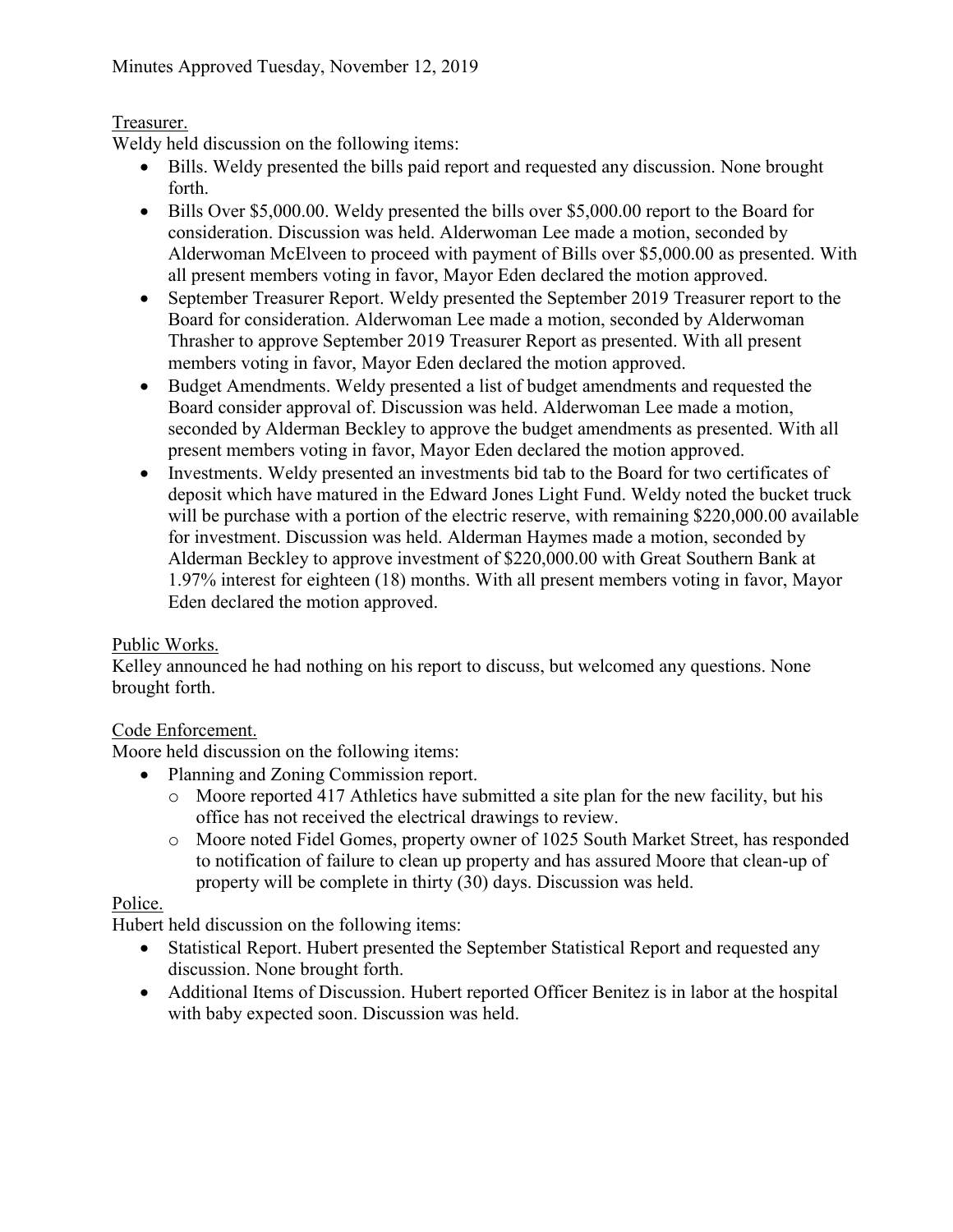Minutes Approved Tuesday, November 12, 2019

Treasurer.

Weldy held discussion on the following items:

- Bills. Weldy presented the bills paid report and requested any discussion. None brought forth.
- Bills Over $5,000.00. Weldy presented the bills over $5,000.00 report to the Board for consideration. Discussion was held. Alderwoman Lee made a motion, seconded by Alderwoman McElveen to proceed with payment of Bills over $5,000.00 as presented. With all present members voting in favor, Mayor Eden declared the motion approved.
- September Treasurer Report. Weldy presented the September 2019 Treasurer report to the Board for consideration. Alderwoman Lee made a motion, seconded by Alderwoman Thrasher to approve September 2019 Treasurer Report as presented. With all present members voting in favor, Mayor Eden declared the motion approved.
- Budget Amendments. Weldy presented a list of budget amendments and requested the Board consider approval of. Discussion was held. Alderwoman Lee made a motion, seconded by Alderman Beckley to approve the budget amendments as presented. With all present members voting in favor, Mayor Eden declared the motion approved.
- Investments. Weldy presented an investments bid tab to the Board for two certificates of deposit which have matured in the Edward Jones Light Fund. Weldy noted the bucket truck will be purchase with a portion of the electric reserve, with remaining $220,000.00 available for investment. Discussion was held. Alderman Haymes made a motion, seconded by Alderman Beckley to approve investment of $220,000.00 with Great Southern Bank at 1.97% interest for eighteen (18) months. With all present members voting in favor, Mayor Eden declared the motion approved.

Public Works.

Kelley announced he had nothing on his report to discuss, but welcomed any questions. None brought forth.

Code Enforcement.

Moore held discussion on the following items:

- Planning and Zoning Commission report.
  - Moore reported 417 Athletics have submitted a site plan for the new facility, but his office has not received the electrical drawings to review.
  - Moore noted Fidel Gomes, property owner of 1025 South Market Street, has responded to notification of failure to clean up property and has assured Moore that clean-up of property will be complete in thirty (30) days. Discussion was held.

Police.

Hubert held discussion on the following items:

- Statistical Report. Hubert presented the September Statistical Report and requested any discussion. None brought forth.
- Additional Items of Discussion. Hubert reported Officer Benitez is in labor at the hospital with baby expected soon. Discussion was held.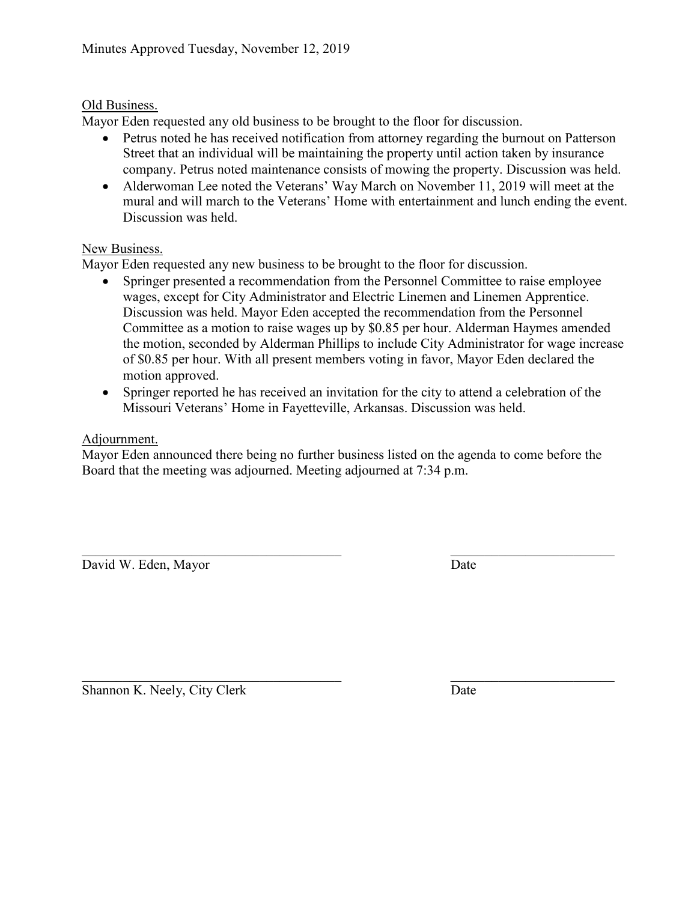Old Business.

Mayor Eden requested any old business to be brought to the floor for discussion.

- Petrus noted he has received notification from attorney regarding the burnout on Patterson Street that an individual will be maintaining the property until action taken by insurance company. Petrus noted maintenance consists of mowing the property. Discussion was held.
- Alderwoman Lee noted the Veterans' Way March on November 11, 2019 will meet at the mural and will march to the Veterans' Home with entertainment and lunch ending the event. Discussion was held.

New Business.

Mayor Eden requested any new business to be brought to the floor for discussion.

- Springer presented a recommendation from the Personnel Committee to raise employee wages, except for City Administrator and Electric Linemen and Linemen Apprentice. Discussion was held. Mayor Eden accepted the recommendation from the Personnel Committee as a motion to raise wages up by $0.85 per hour. Alderman Haymes amended the motion, seconded by Alderman Phillips to include City Administrator for wage increase of $0.85 per hour. With all present members voting in favor, Mayor Eden declared the motion approved.
- Springer reported he has received an invitation for the city to attend a celebration of the Missouri Veterans' Home in Fayetteville, Arkansas. Discussion was held.

Adjournment.

Mayor Eden announced there being no further business listed on the agenda to come before the Board that the meeting was adjourned. Meeting adjourned at 7:34 p.m.

_______________________________________ _________________________

David W. Eden, Mayor Date

_______________________________________ _________________________

Shannon K. Neely, City Clerk Date